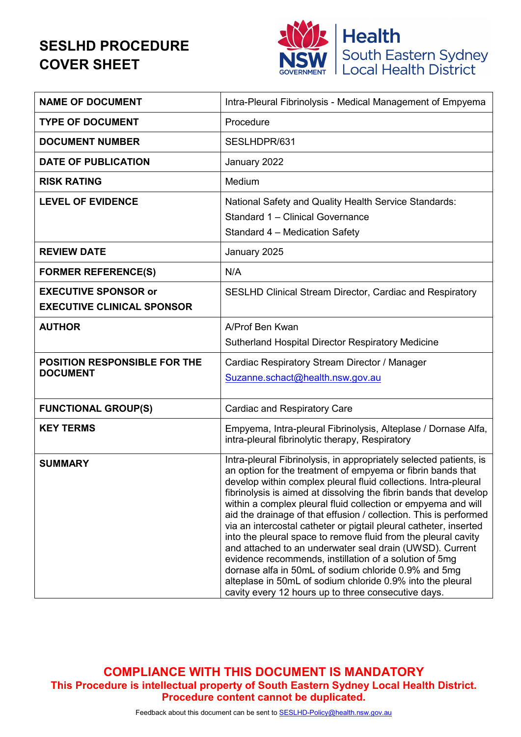# SESLHD PROCEDURE COVER SHEET

Health
South Eastern Sydney
Local Health District

| NAME OF DOCUMENT | Intra-Pleural Fibrinolysis - Medical Management of Empyema |
|---|---|
| TYPE OF DOCUMENT | Procedure |
| DOCUMENT NUMBER | SESLHDPR/631 |
| DATE OF PUBLICATION | January 2022 |
| RISK RATING | Medium |
| LEVEL OF EVIDENCE | National Safety and Quality Health Service Standards:<br>Standard 1 – Clinical Governance<br>Standard 4 – Medication Safety |
| REVIEW DATE | January 2025 |
| FORMER REFERENCE(S) | N/A |
| EXECUTIVE SPONSOR or EXECUTIVE CLINICAL SPONSOR | SESLHD Clinical Stream Director, Cardiac and Respiratory |
| AUTHOR | A/Prof Ben Kwan<br>Sutherland Hospital Director Respiratory Medicine |
| POSITION RESPONSIBLE FOR THE DOCUMENT | Cardiac Respiratory Stream Director / Manager<br>Suzanne.schact@health.nsw.gov.au |
| FUNCTIONAL GROUP(S) | Cardiac and Respiratory Care |
| KEY TERMS | Empyema, Intra-pleural Fibrinolysis, Alteplase / Dornase Alfa, intra-pleural fibrinolytic therapy, Respiratory |
| SUMMARY | Intra-pleural Fibrinolysis, in appropriately selected patients, is an option for the treatment of empyema or fibrin bands that develop within complex pleural fluid collections. Intra-pleural fibrinolysis is aimed at dissolving the fibrin bands that develop within a complex pleural fluid collection or empyema and will aid the drainage of that effusion / collection. This is performed via an intercostal catheter or pigtail pleural catheter, inserted into the pleural space to remove fluid from the pleural cavity and attached to an underwater seal drain (UWSD). Current evidence recommends, instillation of a solution of 5mg dornase alfa in 50mL of sodium chloride 0.9% and 5mg alteplase in 50mL of sodium chloride 0.9% into the pleural cavity every 12 hours up to three consecutive days. |

**COMPLIANCE WITH THIS DOCUMENT IS MANDATORY**

**This Procedure is intellectual property of South Eastern Sydney Local Health District. Procedure content cannot be duplicated.**

Feedback about this document can be sent to SESLHD-Policy@health.nsw.gov.au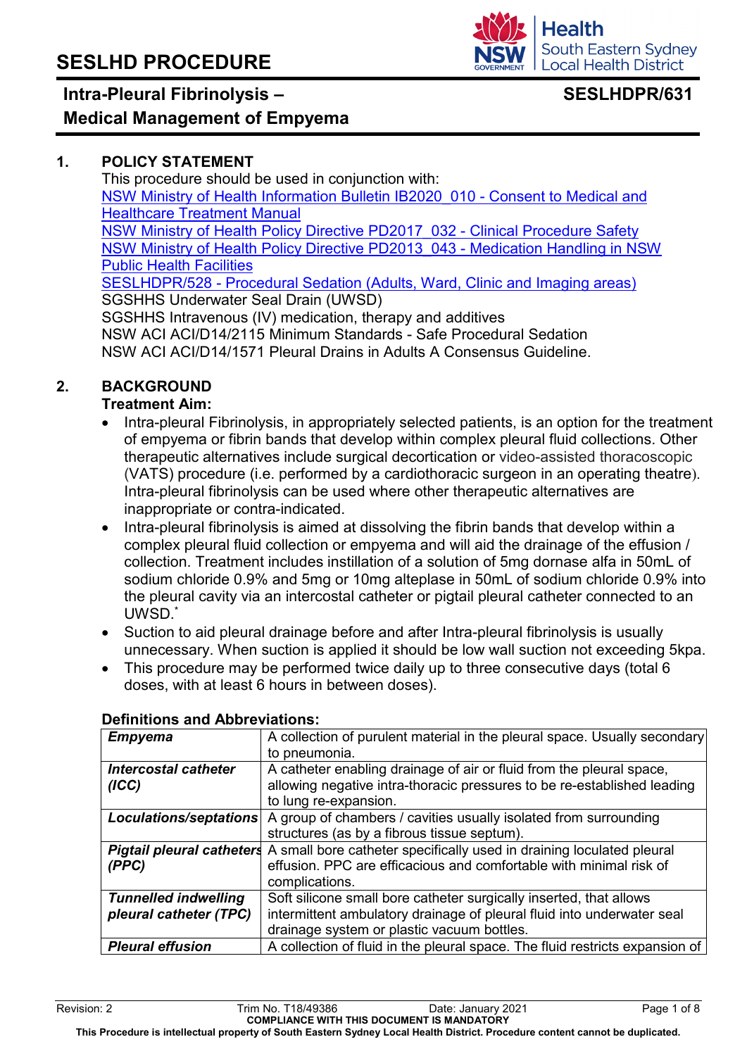# SESLHD PROCEDURE

## Intra-Pleural Fibrinolysis – Medical Management of Empyema

**SESLHDPR/631**

### 1. POLICY STATEMENT

This procedure should be used in conjunction with:

NSW Ministry of Health Information Bulletin IB2020_010 - Consent to Medical and Healthcare Treatment Manual
NSW Ministry of Health Policy Directive PD2017_032 - Clinical Procedure Safety
NSW Ministry of Health Policy Directive PD2013_043 - Medication Handling in NSW Public Health Facilities
SESLHDPR/528 - Procedural Sedation (Adults, Ward, Clinic and Imaging areas)
SGSHHS Underwater Seal Drain (UWSD)
SGSHHS Intravenous (IV) medication, therapy and additives
NSW ACI ACI/D14/2115 Minimum Standards - Safe Procedural Sedation
NSW ACI ACI/D14/1571 Pleural Drains in Adults A Consensus Guideline.

### 2. BACKGROUND

**Treatment Aim:**

- Intra-pleural Fibrinolysis, in appropriately selected patients, is an option for the treatment of empyema or fibrin bands that develop within complex pleural fluid collections. Other therapeutic alternatives include surgical decortication or video-assisted thoracoscopic (VATS) procedure (i.e. performed by a cardiothoracic surgeon in an operating theatre). Intra-pleural fibrinolysis can be used where other therapeutic alternatives are inappropriate or contra-indicated.
- Intra-pleural fibrinolysis is aimed at dissolving the fibrin bands that develop within a complex pleural fluid collection or empyema and will aid the drainage of the effusion / collection. Treatment includes instillation of a solution of 5mg dornase alfa in 50mL of sodium chloride 0.9% and 5mg or 10mg alteplase in 50mL of sodium chloride 0.9% into the pleural cavity via an intercostal catheter or pigtail pleural catheter connected to an UWSD.*
- Suction to aid pleural drainage before and after Intra-pleural fibrinolysis is usually unnecessary. When suction is applied it should be low wall suction not exceeding 5kpa.
- This procedure may be performed twice daily up to three consecutive days (total 6 doses, with at least 6 hours in between doses).

**Definitions and Abbreviations:**

| | |
|---|---|
| ***Empyema*** | A collection of purulent material in the pleural space. Usually secondary to pneumonia. |
| ***Intercostal catheter (ICC)*** | A catheter enabling drainage of air or fluid from the pleural space, allowing negative intra-thoracic pressures to be re-established leading to lung re-expansion. |
| ***Loculations/septations*** | A group of chambers / cavities usually isolated from surrounding structures (as by a fibrous tissue septum). |
| ***Pigtail pleural catheters (PPC)*** | A small bore catheter specifically used in draining loculated pleural effusion. PPC are efficacious and comfortable with minimal risk of complications. |
| ***Tunnelled indwelling pleural catheter (TPC)*** | Soft silicone small bore catheter surgically inserted, that allows intermittent ambulatory drainage of pleural fluid into underwater seal drainage system or plastic vacuum bottles. |
| ***Pleural effusion*** | A collection of fluid in the pleural space. The fluid restricts expansion of |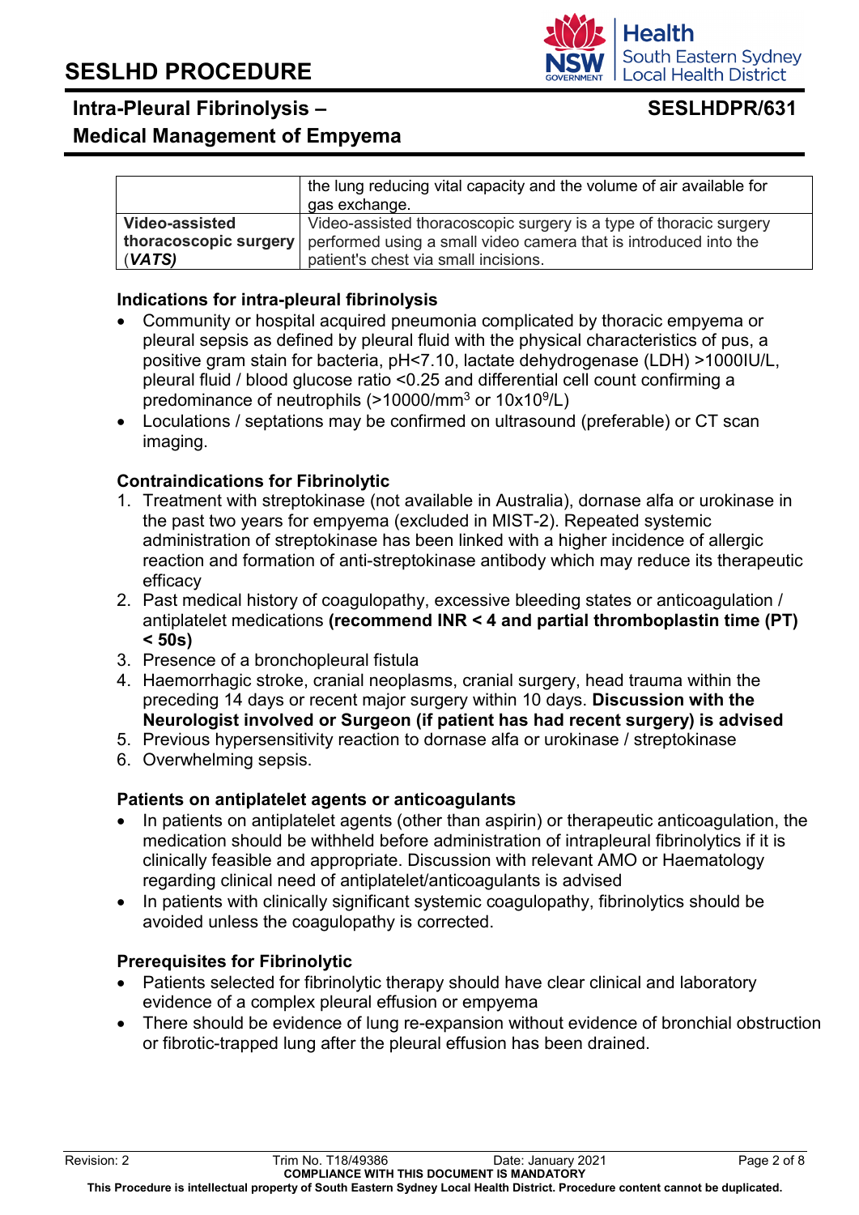|  |  |
| --- | --- |
|  | the lung reducing vital capacity and the volume of air available for gas exchange. |
| **Video-assisted thoracoscopic surgery** (***VATS)*** | Video-assisted thoracoscopic surgery is a type of thoracic surgery performed using a small video camera that is introduced into the patient's chest via small incisions. |

### Indications for intra-pleural fibrinolysis

- Community or hospital acquired pneumonia complicated by thoracic empyema or pleural sepsis as defined by pleural fluid with the physical characteristics of pus, a positive gram stain for bacteria, pH<7.10, lactate dehydrogenase (LDH) >1000IU/L, pleural fluid / blood glucose ratio <0.25 and differential cell count confirming a predominance of neutrophils (>10000/mm$^3$ or 10x10$^9$/L)
- Loculations / septations may be confirmed on ultrasound (preferable) or CT scan imaging.

### Contraindications for Fibrinolytic

1. Treatment with streptokinase (not available in Australia), dornase alfa or urokinase in the past two years for empyema (excluded in MIST-2). Repeated systemic administration of streptokinase has been linked with a higher incidence of allergic reaction and formation of anti-streptokinase antibody which may reduce its therapeutic efficacy
2. Past medical history of coagulopathy, excessive bleeding states or anticoagulation / antiplatelet medications **(recommend INR < 4 and partial thromboplastin time (PT) < 50s)**
3. Presence of a bronchopleural fistula
4. Haemorrhagic stroke, cranial neoplasms, cranial surgery, head trauma within the preceding 14 days or recent major surgery within 10 days. **Discussion with the Neurologist involved or Surgeon (if patient has had recent surgery) is advised**
5. Previous hypersensitivity reaction to dornase alfa or urokinase / streptokinase
6. Overwhelming sepsis.

### Patients on antiplatelet agents or anticoagulants

- In patients on antiplatelet agents (other than aspirin) or therapeutic anticoagulation, the medication should be withheld before administration of intrapleural fibrinolytics if it is clinically feasible and appropriate. Discussion with relevant AMO or Haematology regarding clinical need of antiplatelet/anticoagulants is advised
- In patients with clinically significant systemic coagulopathy, fibrinolytics should be avoided unless the coagulopathy is corrected.

### Prerequisites for Fibrinolytic

- Patients selected for fibrinolytic therapy should have clear clinical and laboratory evidence of a complex pleural effusion or empyema
- There should be evidence of lung re-expansion without evidence of bronchial obstruction or fibrotic-trapped lung after the pleural effusion has been drained.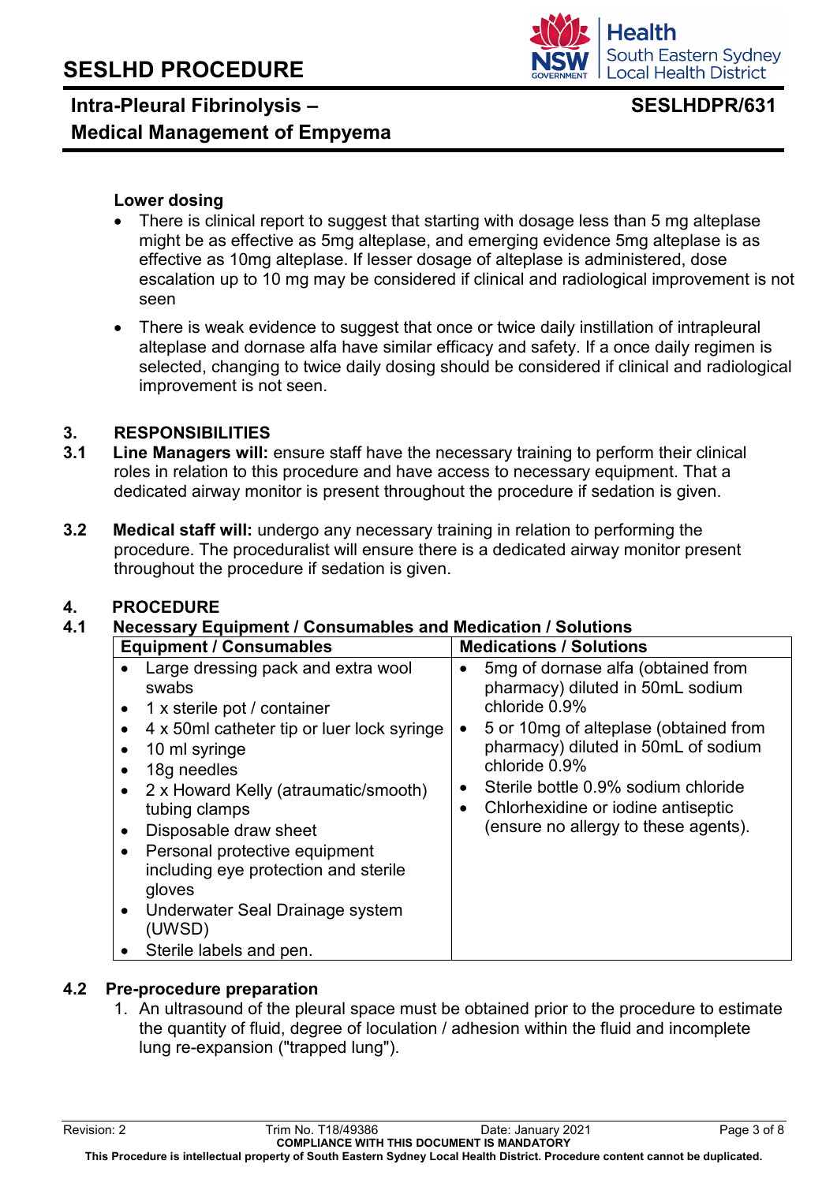**Lower dosing**

- There is clinical report to suggest that starting with dosage less than 5 mg alteplase might be as effective as 5mg alteplase, and emerging evidence 5mg alteplase is as effective as 10mg alteplase. If lesser dosage of alteplase is administered, dose escalation up to 10 mg may be considered if clinical and radiological improvement is not seen
- There is weak evidence to suggest that once or twice daily instillation of intrapleural alteplase and dornase alfa have similar efficacy and safety. If a once daily regimen is selected, changing to twice daily dosing should be considered if clinical and radiological improvement is not seen.

## 3. RESPONSIBILITIES

**3.1 Line Managers will:** ensure staff have the necessary training to perform their clinical roles in relation to this procedure and have access to necessary equipment. That a dedicated airway monitor is present throughout the procedure if sedation is given.

**3.2 Medical staff will:** undergo any necessary training in relation to performing the procedure. The proceduralist will ensure there is a dedicated airway monitor present throughout the procedure if sedation is given.

## 4. PROCEDURE

### 4.1 Necessary Equipment / Consumables and Medication / Solutions

| Equipment / Consumables | Medications / Solutions |
|---|---|
| • Large dressing pack and extra wool swabs<br>• 1 x sterile pot / container<br>• 4 x 50ml catheter tip or luer lock syringe<br>• 10 ml syringe<br>• 18g needles<br>• 2 x Howard Kelly (atraumatic/smooth) tubing clamps<br>• Disposable draw sheet<br>• Personal protective equipment including eye protection and sterile gloves<br>• Underwater Seal Drainage system (UWSD)<br>• Sterile labels and pen. | • 5mg of dornase alfa (obtained from pharmacy) diluted in 50mL sodium chloride 0.9%<br>• 5 or 10mg of alteplase (obtained from pharmacy) diluted in 50mL of sodium chloride 0.9%<br>• Sterile bottle 0.9% sodium chloride<br>• Chlorhexidine or iodine antiseptic (ensure no allergy to these agents). |

### 4.2 Pre-procedure preparation

1. An ultrasound of the pleural space must be obtained prior to the procedure to estimate the quantity of fluid, degree of loculation / adhesion within the fluid and incomplete lung re-expansion ("trapped lung").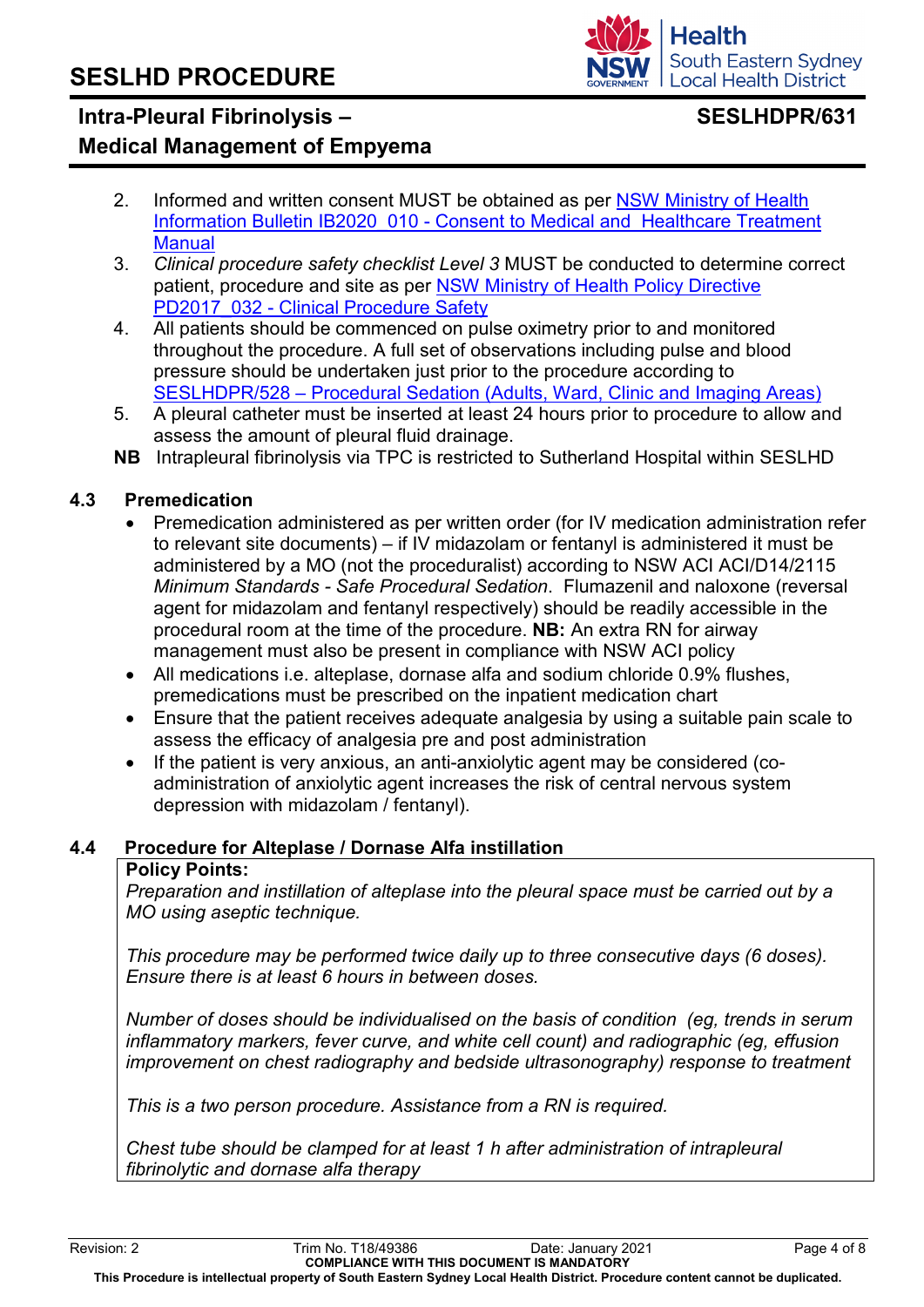2. Informed and written consent MUST be obtained as per [NSW Ministry of Health Information Bulletin IB2020_010 - Consent to Medical and Healthcare Treatment Manual]
3. *Clinical procedure safety checklist Level 3* MUST be conducted to determine correct patient, procedure and site as per [NSW Ministry of Health Policy Directive PD2017_032 - Clinical Procedure Safety]
4. All patients should be commenced on pulse oximetry prior to and monitored throughout the procedure. A full set of observations including pulse and blood pressure should be undertaken just prior to the procedure according to [SESLHDPR/528 – Procedural Sedation (Adults, Ward, Clinic and Imaging Areas)]
5. A pleural catheter must be inserted at least 24 hours prior to procedure to allow and assess the amount of pleural fluid drainage.

**NB** Intrapleural fibrinolysis via TPC is restricted to Sutherland Hospital within SESLHD

### 4.3 Premedication

- Premedication administered as per written order (for IV medication administration refer to relevant site documents) – if IV midazolam or fentanyl is administered it must be administered by a MO (not the proceduralist) according to NSW ACI ACI/D14/2115 *Minimum Standards - Safe Procedural Sedation*. Flumazenil and naloxone (reversal agent for midazolam and fentanyl respectively) should be readily accessible in the procedural room at the time of the procedure. **NB:** An extra RN for airway management must also be present in compliance with NSW ACI policy
- All medications i.e. alteplase, dornase alfa and sodium chloride 0.9% flushes, premedications must be prescribed on the inpatient medication chart
- Ensure that the patient receives adequate analgesia by using a suitable pain scale to assess the efficacy of analgesia pre and post administration
- If the patient is very anxious, an anti-anxiolytic agent may be considered (co-administration of anxiolytic agent increases the risk of central nervous system depression with midazolam / fentanyl).

### 4.4 Procedure for Alteplase / Dornase Alfa instillation

**Policy Points:**

*Preparation and instillation of alteplase into the pleural space must be carried out by a MO using aseptic technique.*

*This procedure may be performed twice daily up to three consecutive days (6 doses). Ensure there is at least 6 hours in between doses.*

*Number of doses should be individualised on the basis of condition (eg, trends in serum inflammatory markers, fever curve, and white cell count) and radiographic (eg, effusion improvement on chest radiography and bedside ultrasonography) response to treatment*

*This is a two person procedure. Assistance from a RN is required.*

*Chest tube should be clamped for at least 1 h after administration of intrapleural fibrinolytic and dornase alfa therapy*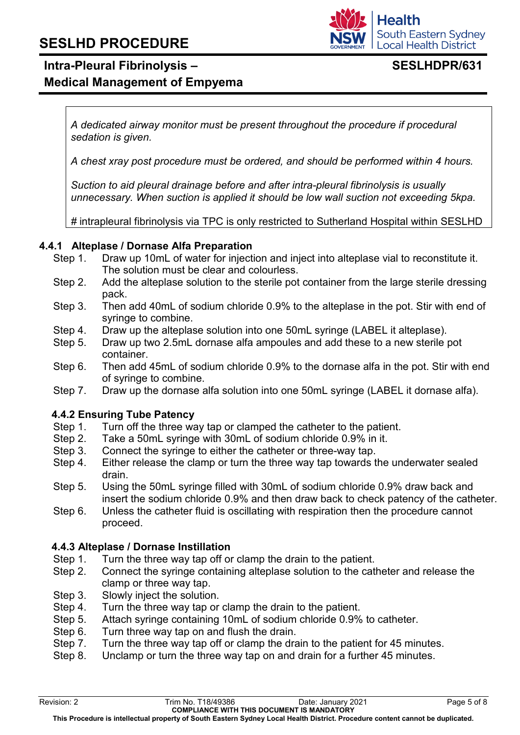*A dedicated airway monitor must be present throughout the procedure if procedural sedation is given.*

*A chest xray post procedure must be ordered, and should be performed within 4 hours.*

*Suction to aid pleural drainage before and after intra-pleural fibrinolysis is usually unnecessary. When suction is applied it should be low wall suction not exceeding 5kpa.*

# intrapleural fibrinolysis via TPC is only restricted to Sutherland Hospital within SESLHD

#### 4.4.1 Alteplase / Dornase Alfa Preparation

- Step 1. Draw up 10mL of water for injection and inject into alteplase vial to reconstitute it. The solution must be clear and colourless.
- Step 2. Add the alteplase solution to the sterile pot container from the large sterile dressing pack.
- Step 3. Then add 40mL of sodium chloride 0.9% to the alteplase in the pot. Stir with end of syringe to combine.
- Step 4. Draw up the alteplase solution into one 50mL syringe (LABEL it alteplase).
- Step 5. Draw up two 2.5mL dornase alfa ampoules and add these to a new sterile pot container.
- Step 6. Then add 45mL of sodium chloride 0.9% to the dornase alfa in the pot. Stir with end of syringe to combine.
- Step 7. Draw up the dornase alfa solution into one 50mL syringe (LABEL it dornase alfa).

#### 4.4.2 Ensuring Tube Patency

- Step 1. Turn off the three way tap or clamped the catheter to the patient.
- Step 2. Take a 50mL syringe with 30mL of sodium chloride 0.9% in it.
- Step 3. Connect the syringe to either the catheter or three-way tap.
- Step 4. Either release the clamp or turn the three way tap towards the underwater sealed drain.
- Step 5. Using the 50mL syringe filled with 30mL of sodium chloride 0.9% draw back and insert the sodium chloride 0.9% and then draw back to check patency of the catheter.
- Step 6. Unless the catheter fluid is oscillating with respiration then the procedure cannot proceed.

#### 4.4.3 Alteplase / Dornase Instillation

- Step 1. Turn the three way tap off or clamp the drain to the patient.
- Step 2. Connect the syringe containing alteplase solution to the catheter and release the clamp or three way tap.
- Step 3. Slowly inject the solution.
- Step 4. Turn the three way tap or clamp the drain to the patient.
- Step 5. Attach syringe containing 10mL of sodium chloride 0.9% to catheter.
- Step 6. Turn three way tap on and flush the drain.
- Step 7. Turn the three way tap off or clamp the drain to the patient for 45 minutes.
- Step 8. Unclamp or turn the three way tap on and drain for a further 45 minutes.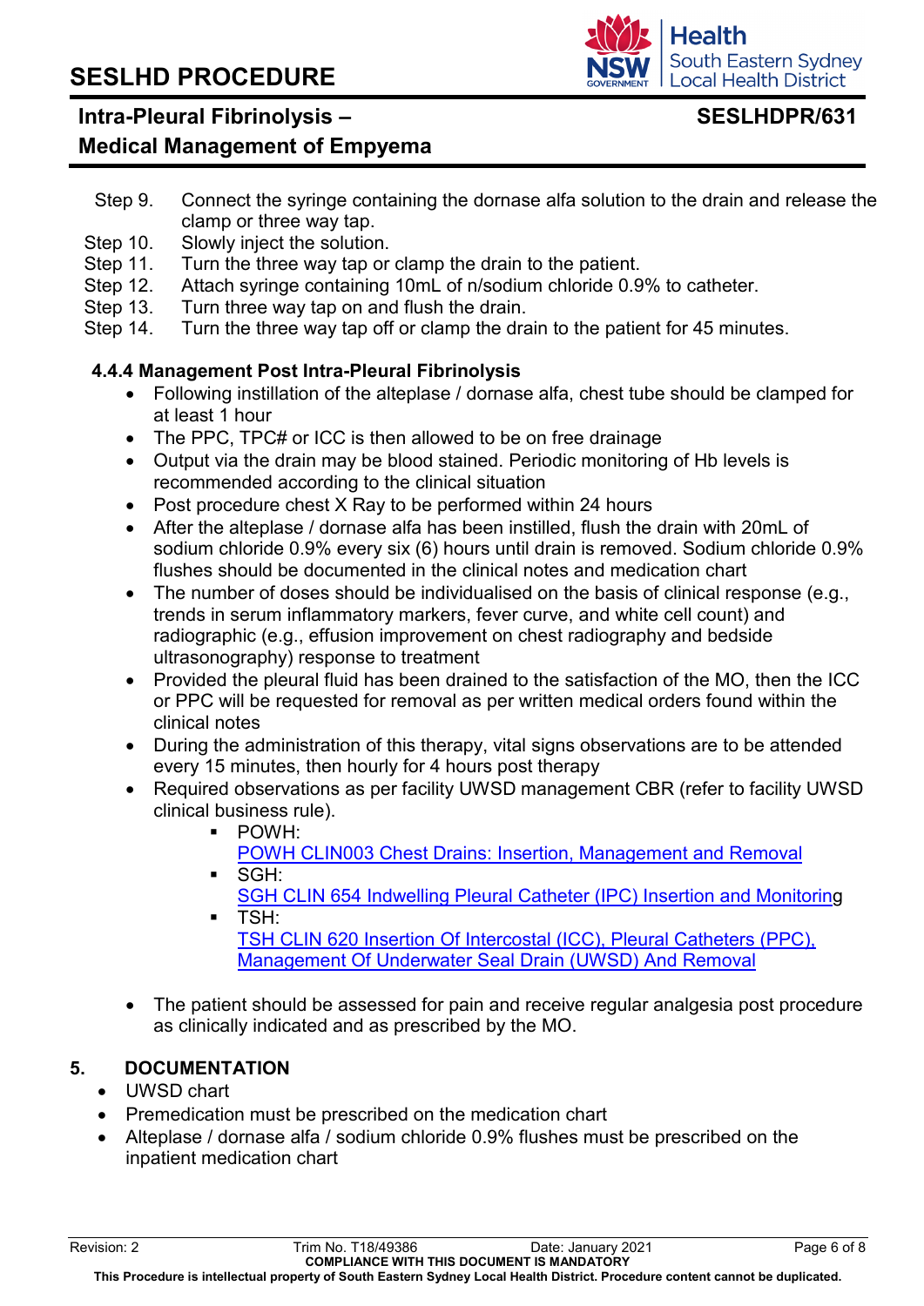Step 9. Connect the syringe containing the dornase alfa solution to the drain and release the clamp or three way tap.

Step 10. Slowly inject the solution.

Step 11. Turn the three way tap or clamp the drain to the patient.

Step 12. Attach syringe containing 10mL of n/sodium chloride 0.9% to catheter.

Step 13. Turn three way tap on and flush the drain.

Step 14. Turn the three way tap off or clamp the drain to the patient for 45 minutes.

#### 4.4.4 Management Post Intra-Pleural Fibrinolysis

- Following instillation of the alteplase / dornase alfa, chest tube should be clamped for at least 1 hour
- The PPC, TPC# or ICC is then allowed to be on free drainage
- Output via the drain may be blood stained. Periodic monitoring of Hb levels is recommended according to the clinical situation
- Post procedure chest X Ray to be performed within 24 hours
- After the alteplase / dornase alfa has been instilled, flush the drain with 20mL of sodium chloride 0.9% every six (6) hours until drain is removed. Sodium chloride 0.9% flushes should be documented in the clinical notes and medication chart
- The number of doses should be individualised on the basis of clinical response (e.g., trends in serum inflammatory markers, fever curve, and white cell count) and radiographic (e.g., effusion improvement on chest radiography and bedside ultrasonography) response to treatment
- Provided the pleural fluid has been drained to the satisfaction of the MO, then the ICC or PPC will be requested for removal as per written medical orders found within the clinical notes
- During the administration of this therapy, vital signs observations are to be attended every 15 minutes, then hourly for 4 hours post therapy
- Required observations as per facility UWSD management CBR (refer to facility UWSD clinical business rule).
    - POWH: POWH CLIN003 Chest Drains: Insertion, Management and Removal
    - SGH: SGH CLIN 654 Indwelling Pleural Catheter (IPC) Insertion and Monitoring
    - TSH: TSH CLIN 620 Insertion Of Intercostal (ICC), Pleural Catheters (PPC), Management Of Underwater Seal Drain (UWSD) And Removal
- The patient should be assessed for pain and receive regular analgesia post procedure as clinically indicated and as prescribed by the MO.

## 5. DOCUMENTATION

- UWSD chart
- Premedication must be prescribed on the medication chart
- Alteplase / dornase alfa / sodium chloride 0.9% flushes must be prescribed on the inpatient medication chart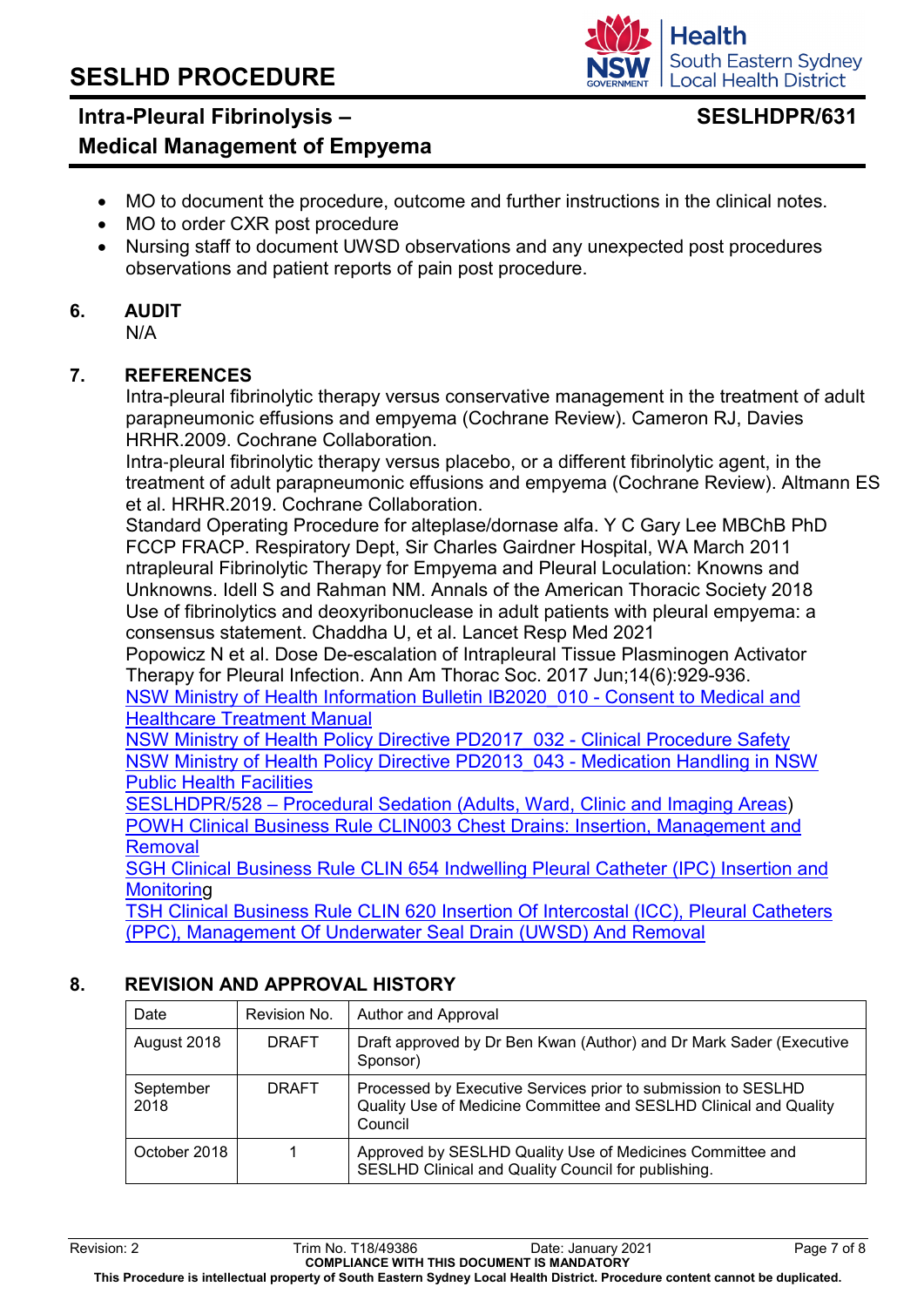- MO to document the procedure, outcome and further instructions in the clinical notes.
- MO to order CXR post procedure
- Nursing staff to document UWSD observations and any unexpected post procedures observations and patient reports of pain post procedure.

## 6. AUDIT

N/A

## 7. REFERENCES

Intra-pleural fibrinolytic therapy versus conservative management in the treatment of adult parapneumonic effusions and empyema (Cochrane Review). Cameron RJ, Davies HRHR.2009. Cochrane Collaboration.

Intra-pleural fibrinolytic therapy versus placebo, or a different fibrinolytic agent, in the treatment of adult parapneumonic effusions and empyema (Cochrane Review). Altmann ES et al. HRHR.2019. Cochrane Collaboration.

Standard Operating Procedure for alteplase/dornase alfa. Y C Gary Lee MBChB PhD FCCP FRACP. Respiratory Dept, Sir Charles Gairdner Hospital, WA March 2011

ntrapleural Fibrinolytic Therapy for Empyema and Pleural Loculation: Knowns and Unknowns. Idell S and Rahman NM. Annals of the American Thoracic Society 2018

Use of fibrinolytics and deoxyribonuclease in adult patients with pleural empyema: a consensus statement. Chaddha U, et al. Lancet Resp Med 2021

Popowicz N et al. Dose De-escalation of Intrapleural Tissue Plasminogen Activator Therapy for Pleural Infection. Ann Am Thorac Soc. 2017 Jun;14(6):929-936.

NSW Ministry of Health Information Bulletin IB2020_010 - Consent to Medical and Healthcare Treatment Manual

NSW Ministry of Health Policy Directive PD2017_032 - Clinical Procedure Safety

NSW Ministry of Health Policy Directive PD2013_043 - Medication Handling in NSW Public Health Facilities

SESLHDPR/528 – Procedural Sedation (Adults, Ward, Clinic and Imaging Areas)

POWH Clinical Business Rule CLIN003 Chest Drains: Insertion, Management and Removal

SGH Clinical Business Rule CLIN 654 Indwelling Pleural Catheter (IPC) Insertion and Monitoring

TSH Clinical Business Rule CLIN 620 Insertion Of Intercostal (ICC), Pleural Catheters (PPC), Management Of Underwater Seal Drain (UWSD) And Removal

## 8. REVISION AND APPROVAL HISTORY

| Date | Revision No. | Author and Approval |
|---|---|---|
| August 2018 | DRAFT | Draft approved by Dr Ben Kwan (Author) and Dr Mark Sader (Executive Sponsor) |
| September 2018 | DRAFT | Processed by Executive Services prior to submission to SESLHD Quality Use of Medicine Committee and SESLHD Clinical and Quality Council |
| October 2018 | 1 | Approved by SESLHD Quality Use of Medicines Committee and SESLHD Clinical and Quality Council for publishing. |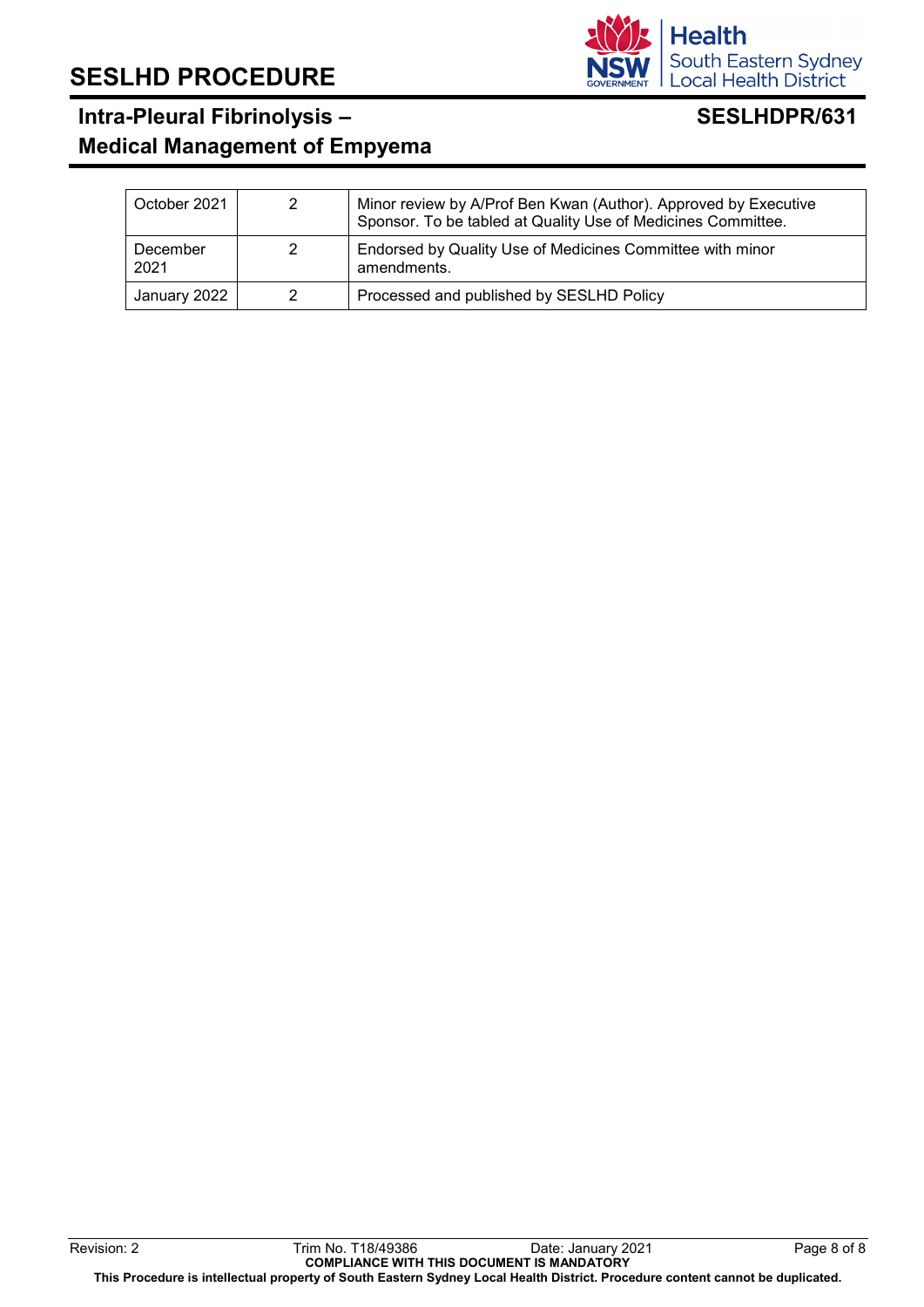| | | |
|---|---|---|
| October 2021 | 2 | Minor review by A/Prof Ben Kwan (Author). Approved by Executive Sponsor. To be tabled at Quality Use of Medicines Committee. |
| December 2021 | 2 | Endorsed by Quality Use of Medicines Committee with minor amendments. |
| January 2022 | 2 | Processed and published by SESLHD Policy |